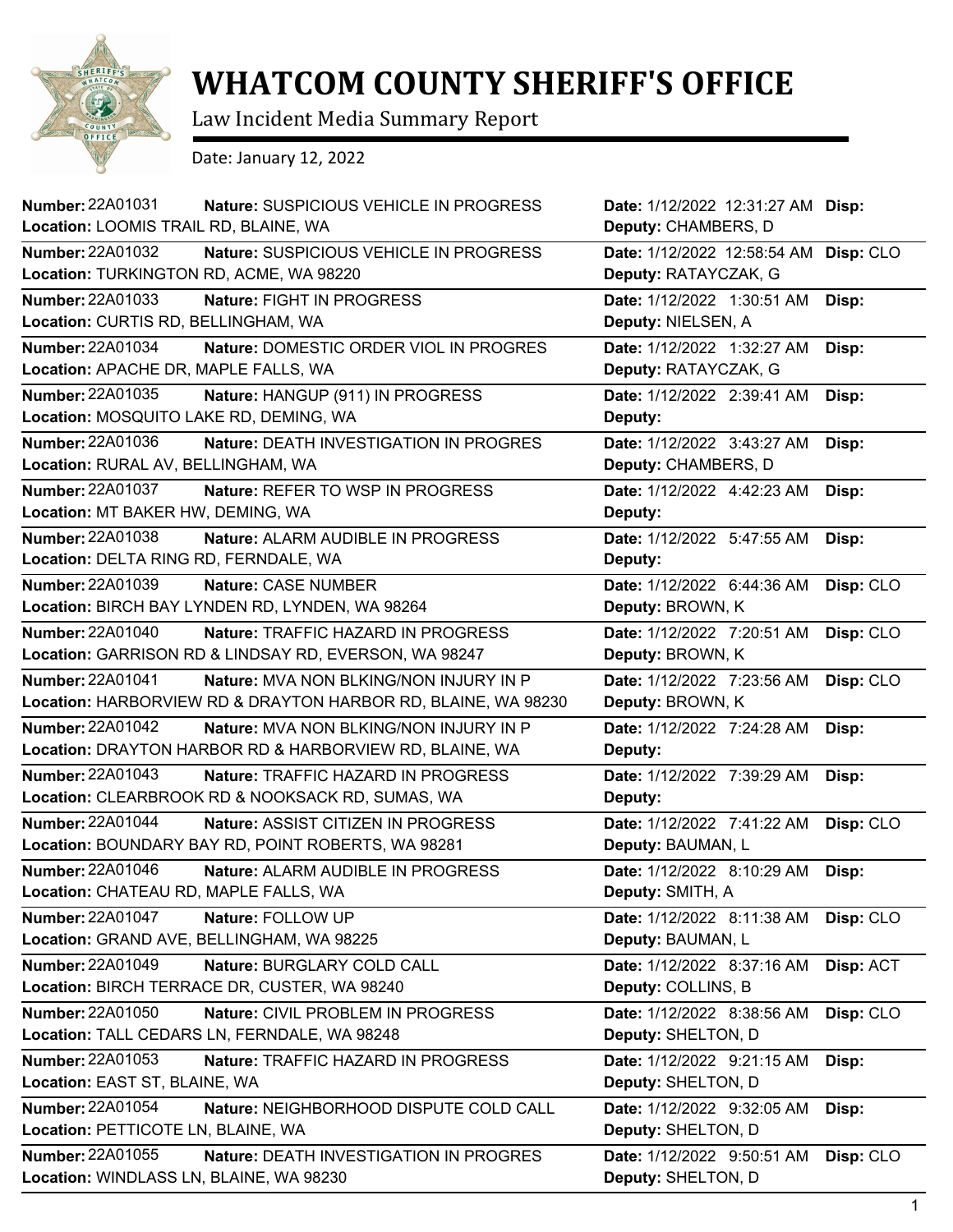# WHATCOM COUNTY SHERIFF'S OFFICE

Law Incident Media Summary Report

Date: January 12, 2022

| Number | Nature | Location | Date | Deputy | Disp |
|---|---|---|---|---|---|
| 22A01031 | SUSPICIOUS VEHICLE IN PROGRESS | LOOMIS TRAIL RD, BLAINE, WA | 1/12/2022 12:31:27 AM | CHAMBERS, D | |
| 22A01032 | SUSPICIOUS VEHICLE IN PROGRESS | TURKINGTON RD, ACME, WA 98220 | 1/12/2022 12:58:54 AM | RATAYCZAK, G | CLO |
| 22A01033 | FIGHT IN PROGRESS | CURTIS RD, BELLINGHAM, WA | 1/12/2022 1:30:51 AM | NIELSEN, A | |
| 22A01034 | DOMESTIC ORDER VIOL IN PROGRES | APACHE DR, MAPLE FALLS, WA | 1/12/2022 1:32:27 AM | RATAYCZAK, G | |
| 22A01035 | HANGUP (911) IN PROGRESS | MOSQUITO LAKE RD, DEMING, WA | 1/12/2022 2:39:41 AM | | |
| 22A01036 | DEATH INVESTIGATION IN PROGRES | RURAL AV, BELLINGHAM, WA | 1/12/2022 3:43:27 AM | CHAMBERS, D | |
| 22A01037 | REFER TO WSP IN PROGRESS | MT BAKER HW, DEMING, WA | 1/12/2022 4:42:23 AM | | |
| 22A01038 | ALARM AUDIBLE IN PROGRESS | DELTA RING RD, FERNDALE, WA | 1/12/2022 5:47:55 AM | | |
| 22A01039 | CASE NUMBER | BIRCH BAY LYNDEN RD, LYNDEN, WA 98264 | 1/12/2022 6:44:36 AM | BROWN, K | CLO |
| 22A01040 | TRAFFIC HAZARD IN PROGRESS | GARRISON RD & LINDSAY RD, EVERSON, WA 98247 | 1/12/2022 7:20:51 AM | BROWN, K | CLO |
| 22A01041 | MVA NON BLKING/NON INJURY IN P | HARBORVIEW RD & DRAYTON HARBOR RD, BLAINE, WA 98230 | 1/12/2022 7:23:56 AM | BROWN, K | CLO |
| 22A01042 | MVA NON BLKING/NON INJURY IN P | DRAYTON HARBOR RD & HARBORVIEW RD, BLAINE, WA | 1/12/2022 7:24:28 AM | | |
| 22A01043 | TRAFFIC HAZARD IN PROGRESS | CLEARBROOK RD & NOOKSACK RD, SUMAS, WA | 1/12/2022 7:39:29 AM | | |
| 22A01044 | ASSIST CITIZEN IN PROGRESS | BOUNDARY BAY RD, POINT ROBERTS, WA 98281 | 1/12/2022 7:41:22 AM | BAUMAN, L | CLO |
| 22A01046 | ALARM AUDIBLE IN PROGRESS | CHATEAU RD, MAPLE FALLS, WA | 1/12/2022 8:10:29 AM | SMITH, A | |
| 22A01047 | FOLLOW UP | GRAND AVE, BELLINGHAM, WA 98225 | 1/12/2022 8:11:38 AM | BAUMAN, L | CLO |
| 22A01049 | BURGLARY COLD CALL | BIRCH TERRACE DR, CUSTER, WA 98240 | 1/12/2022 8:37:16 AM | COLLINS, B | ACT |
| 22A01050 | CIVIL PROBLEM IN PROGRESS | TALL CEDARS LN, FERNDALE, WA 98248 | 1/12/2022 8:38:56 AM | SHELTON, D | CLO |
| 22A01053 | TRAFFIC HAZARD IN PROGRESS | EAST ST, BLAINE, WA | 1/12/2022 9:21:15 AM | SHELTON, D | |
| 22A01054 | NEIGHBORHOOD DISPUTE COLD CALL | PETTICOTE LN, BLAINE, WA | 1/12/2022 9:32:05 AM | SHELTON, D | |
| 22A01055 | DEATH INVESTIGATION IN PROGRES | WINDLASS LN, BLAINE, WA 98230 | 1/12/2022 9:50:51 AM | SHELTON, D | CLO |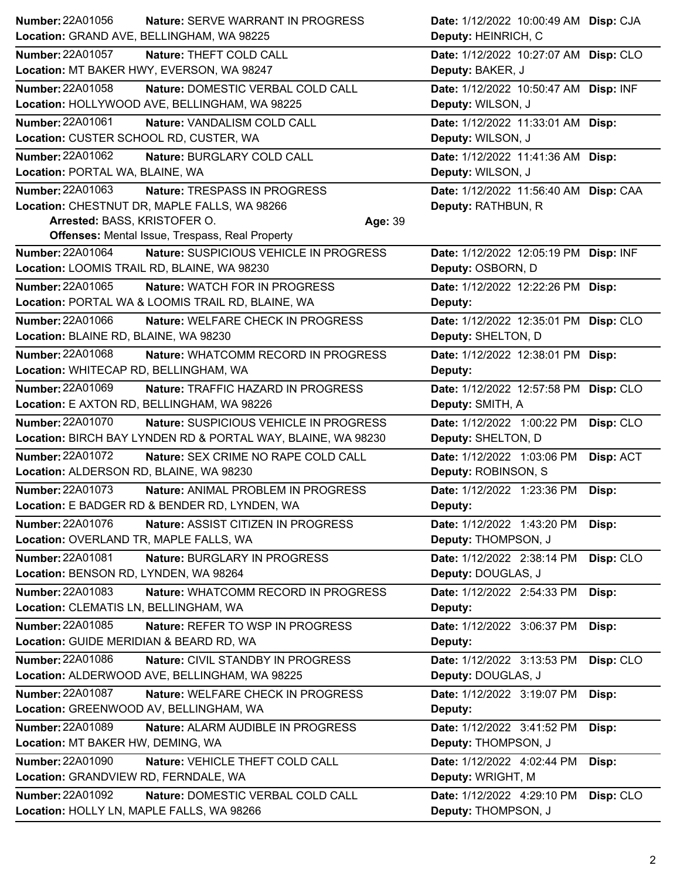**Number:** 22A01056 **Nature:** SERVE WARRANT IN PROGRESS **Date:** 1/12/2022 10:00:49 AM **Disp:** CJA
**Location:** GRAND AVE, BELLINGHAM, WA 98225 **Deputy:** HEINRICH, C

---

**Number:** 22A01057 **Nature:** THEFT COLD CALL **Date:** 1/12/2022 10:27:07 AM **Disp:** CLO
**Location:** MT BAKER HWY, EVERSON, WA 98247 **Deputy:** BAKER, J

---

**Number:** 22A01058 **Nature:** DOMESTIC VERBAL COLD CALL **Date:** 1/12/2022 10:50:47 AM **Disp:** INF
**Location:** HOLLYWOOD AVE, BELLINGHAM, WA 98225 **Deputy:** WILSON, J

---

**Number:** 22A01061 **Nature:** VANDALISM COLD CALL **Date:** 1/12/2022 11:33:01 AM **Disp:**
**Location:** CUSTER SCHOOL RD, CUSTER, WA **Deputy:** WILSON, J

---

**Number:** 22A01062 **Nature:** BURGLARY COLD CALL **Date:** 1/12/2022 11:41:36 AM **Disp:**
**Location:** PORTAL WA, BLAINE, WA **Deputy:** WILSON, J

---

**Number:** 22A01063 **Nature:** TRESPASS IN PROGRESS **Date:** 1/12/2022 11:56:40 AM **Disp:** CAA
**Location:** CHESTNUT DR, MAPLE FALLS, WA 98266 **Deputy:** RATHBUN, R
**Arrested:** BASS, KRISTOFER O. **Age:** 39
**Offenses:** Mental Issue, Trespass, Real Property

---

**Number:** 22A01064 **Nature:** SUSPICIOUS VEHICLE IN PROGRESS **Date:** 1/12/2022 12:05:19 PM **Disp:** INF
**Location:** LOOMIS TRAIL RD, BLAINE, WA 98230 **Deputy:** OSBORN, D

---

**Number:** 22A01065 **Nature:** WATCH FOR IN PROGRESS **Date:** 1/12/2022 12:22:26 PM **Disp:**
**Location:** PORTAL WA & LOOMIS TRAIL RD, BLAINE, WA **Deputy:**

---

**Number:** 22A01066 **Nature:** WELFARE CHECK IN PROGRESS **Date:** 1/12/2022 12:35:01 PM **Disp:** CLO
**Location:** BLAINE RD, BLAINE, WA 98230 **Deputy:** SHELTON, D

---

**Number:** 22A01068 **Nature:** WHATCOMM RECORD IN PROGRESS **Date:** 1/12/2022 12:38:01 PM **Disp:**
**Location:** WHITECAP RD, BELLINGHAM, WA **Deputy:**

---

**Number:** 22A01069 **Nature:** TRAFFIC HAZARD IN PROGRESS **Date:** 1/12/2022 12:57:58 PM **Disp:** CLO
**Location:** E AXTON RD, BELLINGHAM, WA 98226 **Deputy:** SMITH, A

---

**Number:** 22A01070 **Nature:** SUSPICIOUS VEHICLE IN PROGRESS **Date:** 1/12/2022 1:00:22 PM **Disp:** CLO
**Location:** BIRCH BAY LYNDEN RD & PORTAL WAY, BLAINE, WA 98230 **Deputy:** SHELTON, D

---

**Number:** 22A01072 **Nature:** SEX CRIME NO RAPE COLD CALL **Date:** 1/12/2022 1:03:06 PM **Disp:** ACT
**Location:** ALDERSON RD, BLAINE, WA 98230 **Deputy:** ROBINSON, S

---

**Number:** 22A01073 **Nature:** ANIMAL PROBLEM IN PROGRESS **Date:** 1/12/2022 1:23:36 PM **Disp:**
**Location:** E BADGER RD & BENDER RD, LYNDEN, WA **Deputy:**

---

**Number:** 22A01076 **Nature:** ASSIST CITIZEN IN PROGRESS **Date:** 1/12/2022 1:43:20 PM **Disp:**
**Location:** OVERLAND TR, MAPLE FALLS, WA **Deputy:** THOMPSON, J

---

**Number:** 22A01081 **Nature:** BURGLARY IN PROGRESS **Date:** 1/12/2022 2:38:14 PM **Disp:** CLO
**Location:** BENSON RD, LYNDEN, WA 98264 **Deputy:** DOUGLAS, J

---

**Number:** 22A01083 **Nature:** WHATCOMM RECORD IN PROGRESS **Date:** 1/12/2022 2:54:33 PM **Disp:**
**Location:** CLEMATIS LN, BELLINGHAM, WA **Deputy:**

---

**Number:** 22A01085 **Nature:** REFER TO WSP IN PROGRESS **Date:** 1/12/2022 3:06:37 PM **Disp:**
**Location:** GUIDE MERIDIAN & BEARD RD, WA **Deputy:**

---

**Number:** 22A01086 **Nature:** CIVIL STANDBY IN PROGRESS **Date:** 1/12/2022 3:13:53 PM **Disp:** CLO
**Location:** ALDERWOOD AVE, BELLINGHAM, WA 98225 **Deputy:** DOUGLAS, J

---

**Number:** 22A01087 **Nature:** WELFARE CHECK IN PROGRESS **Date:** 1/12/2022 3:19:07 PM **Disp:**
**Location:** GREENWOOD AV, BELLINGHAM, WA **Deputy:**

---

**Number:** 22A01089 **Nature:** ALARM AUDIBLE IN PROGRESS **Date:** 1/12/2022 3:41:52 PM **Disp:**
**Location:** MT BAKER HW, DEMING, WA **Deputy:** THOMPSON, J

---

**Number:** 22A01090 **Nature:** VEHICLE THEFT COLD CALL **Date:** 1/12/2022 4:02:44 PM **Disp:**
**Location:** GRANDVIEW RD, FERNDALE, WA **Deputy:** WRIGHT, M

---

**Number:** 22A01092 **Nature:** DOMESTIC VERBAL COLD CALL **Date:** 1/12/2022 4:29:10 PM **Disp:** CLO
**Location:** HOLLY LN, MAPLE FALLS, WA 98266 **Deputy:** THOMPSON, J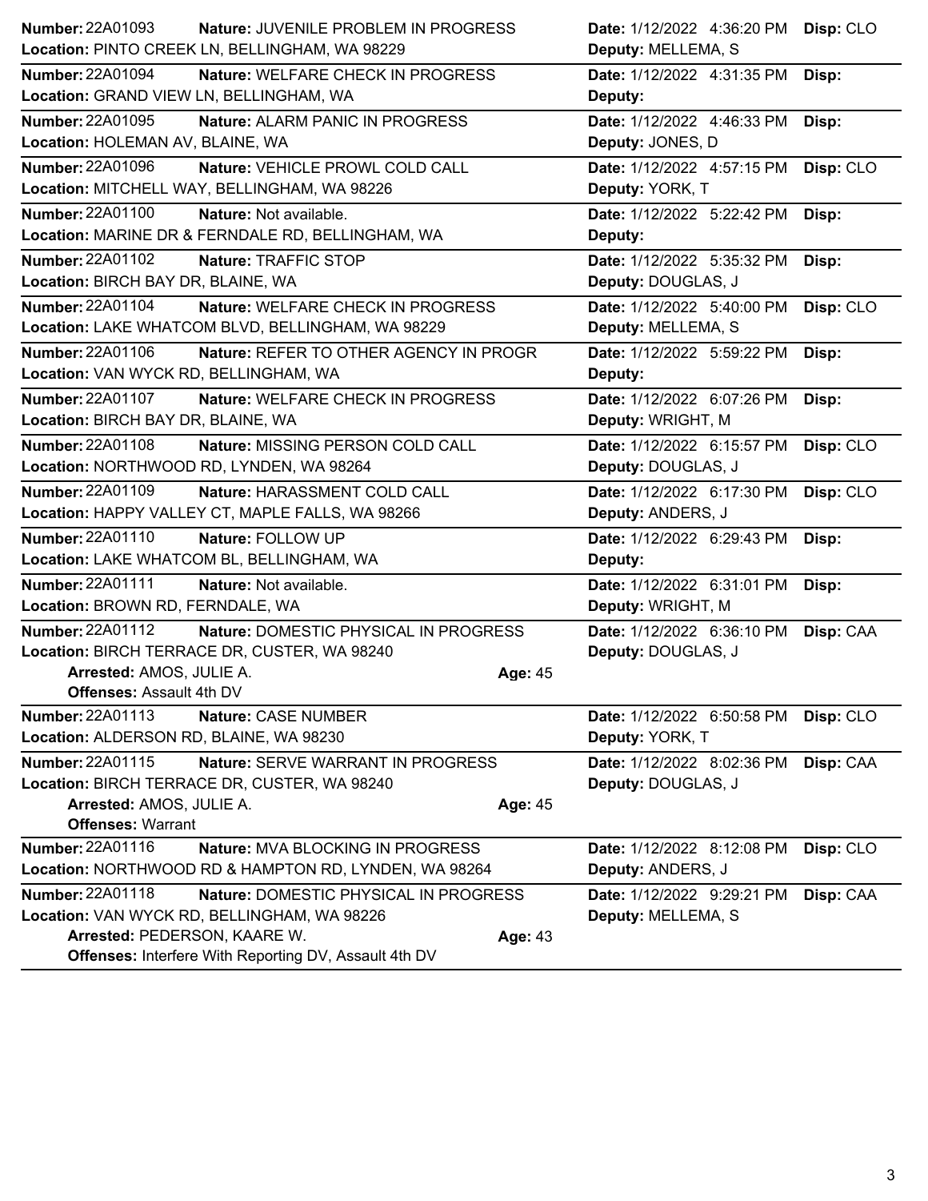**Number:** 22A01093 **Nature:** JUVENILE PROBLEM IN PROGRESS **Date:** 1/12/2022 4:36:20 PM **Disp:** CLO
**Location:** PINTO CREEK LN, BELLINGHAM, WA 98229 **Deputy:** MELLEMA, S

---

**Number:** 22A01094 **Nature:** WELFARE CHECK IN PROGRESS **Date:** 1/12/2022 4:31:35 PM **Disp:**
**Location:** GRAND VIEW LN, BELLINGHAM, WA **Deputy:**

---

**Number:** 22A01095 **Nature:** ALARM PANIC IN PROGRESS **Date:** 1/12/2022 4:46:33 PM **Disp:**
**Location:** HOLEMAN AV, BLAINE, WA **Deputy:** JONES, D

---

**Number:** 22A01096 **Nature:** VEHICLE PROWL COLD CALL **Date:** 1/12/2022 4:57:15 PM **Disp:** CLO
**Location:** MITCHELL WAY, BELLINGHAM, WA 98226 **Deputy:** YORK, T

---

**Number:** 22A01100 **Nature:** Not available. **Date:** 1/12/2022 5:22:42 PM **Disp:**
**Location:** MARINE DR & FERNDALE RD, BELLINGHAM, WA **Deputy:**

---

**Number:** 22A01102 **Nature:** TRAFFIC STOP **Date:** 1/12/2022 5:35:32 PM **Disp:**
**Location:** BIRCH BAY DR, BLAINE, WA **Deputy:** DOUGLAS, J

---

**Number:** 22A01104 **Nature:** WELFARE CHECK IN PROGRESS **Date:** 1/12/2022 5:40:00 PM **Disp:** CLO
**Location:** LAKE WHATCOM BLVD, BELLINGHAM, WA 98229 **Deputy:** MELLEMA, S

---

**Number:** 22A01106 **Nature:** REFER TO OTHER AGENCY IN PROGR **Date:** 1/12/2022 5:59:22 PM **Disp:**
**Location:** VAN WYCK RD, BELLINGHAM, WA **Deputy:**

---

**Number:** 22A01107 **Nature:** WELFARE CHECK IN PROGRESS **Date:** 1/12/2022 6:07:26 PM **Disp:**
**Location:** BIRCH BAY DR, BLAINE, WA **Deputy:** WRIGHT, M

---

**Number:** 22A01108 **Nature:** MISSING PERSON COLD CALL **Date:** 1/12/2022 6:15:57 PM **Disp:** CLO
**Location:** NORTHWOOD RD, LYNDEN, WA 98264 **Deputy:** DOUGLAS, J

---

**Number:** 22A01109 **Nature:** HARASSMENT COLD CALL **Date:** 1/12/2022 6:17:30 PM **Disp:** CLO
**Location:** HAPPY VALLEY CT, MAPLE FALLS, WA 98266 **Deputy:** ANDERS, J

---

**Number:** 22A01110 **Nature:** FOLLOW UP **Date:** 1/12/2022 6:29:43 PM **Disp:**
**Location:** LAKE WHATCOM BL, BELLINGHAM, WA **Deputy:**

---

**Number:** 22A01111 **Nature:** Not available. **Date:** 1/12/2022 6:31:01 PM **Disp:**
**Location:** BROWN RD, FERNDALE, WA **Deputy:** WRIGHT, M

---

**Number:** 22A01112 **Nature:** DOMESTIC PHYSICAL IN PROGRESS **Date:** 1/12/2022 6:36:10 PM **Disp:** CAA
**Location:** BIRCH TERRACE DR, CUSTER, WA 98240 **Deputy:** DOUGLAS, J
**Arrested:** AMOS, JULIE A. **Age:** 45
**Offenses:** Assault 4th DV

---

**Number:** 22A01113 **Nature:** CASE NUMBER **Date:** 1/12/2022 6:50:58 PM **Disp:** CLO
**Location:** ALDERSON RD, BLAINE, WA 98230 **Deputy:** YORK, T

---

**Number:** 22A01115 **Nature:** SERVE WARRANT IN PROGRESS **Date:** 1/12/2022 8:02:36 PM **Disp:** CAA
**Location:** BIRCH TERRACE DR, CUSTER, WA 98240 **Deputy:** DOUGLAS, J
**Arrested:** AMOS, JULIE A. **Age:** 45
**Offenses:** Warrant

---

**Number:** 22A01116 **Nature:** MVA BLOCKING IN PROGRESS **Date:** 1/12/2022 8:12:08 PM **Disp:** CLO
**Location:** NORTHWOOD RD & HAMPTON RD, LYNDEN, WA 98264 **Deputy:** ANDERS, J

---

**Number:** 22A01118 **Nature:** DOMESTIC PHYSICAL IN PROGRESS **Date:** 1/12/2022 9:29:21 PM **Disp:** CAA
**Location:** VAN WYCK RD, BELLINGHAM, WA 98226 **Deputy:** MELLEMA, S
**Arrested:** PEDERSON, KAARE W. **Age:** 43
**Offenses:** Interfere With Reporting DV, Assault 4th DV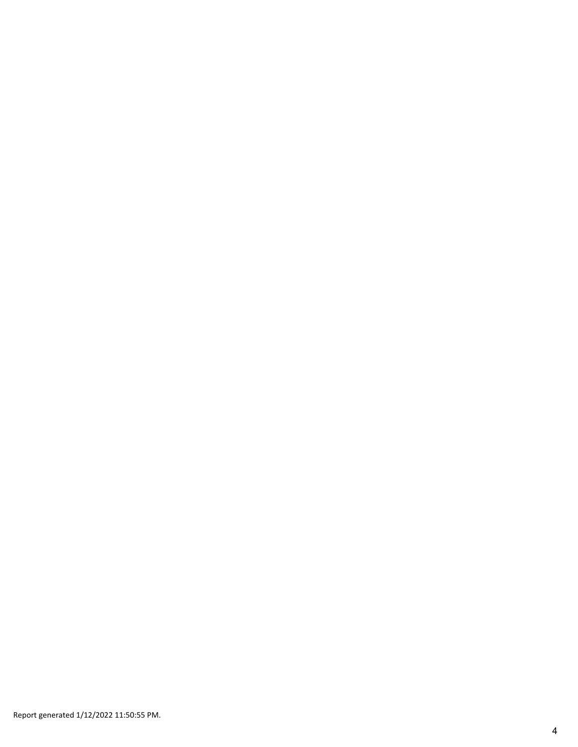Report generated 1/12/2022 11:50:55 PM.